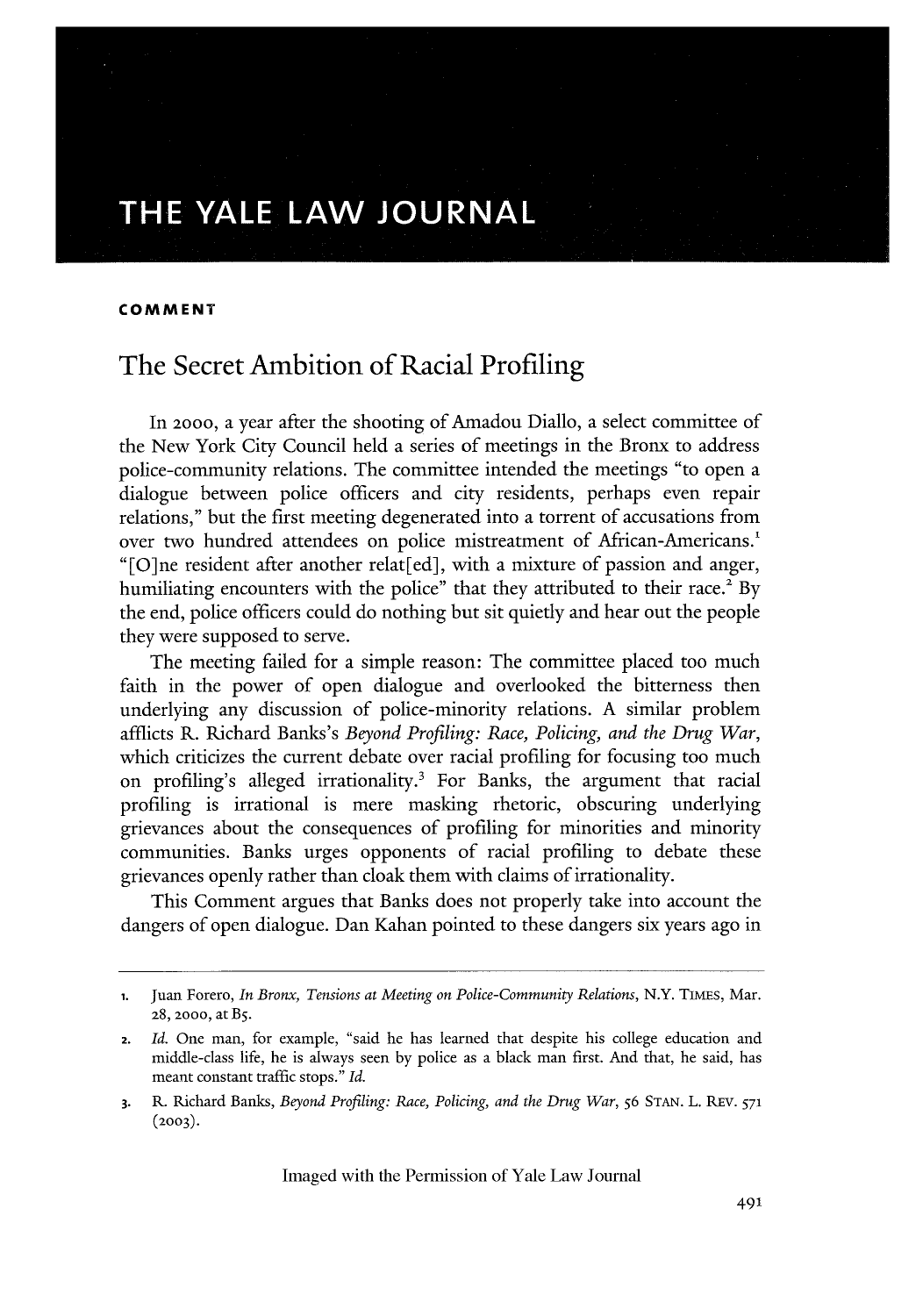THE YALE LAW JOURNAL

**COMMENT**

# The Secret Ambition of Racial Profiling

In 2000, a year after the shooting of Amadou Diallo, a select committee of the New York City Council held a series of meetings in the Bronx to address police-community relations. The committee intended the meetings "to open a dialogue between police officers and city residents, perhaps even repair relations," but the first meeting degenerated into a torrent of accusations from over two hundred attendees on police mistreatment of African-Americans.[1] "[O]ne resident after another relat[ed], with a mixture of passion and anger, humiliating encounters with the police" that they attributed to their race.[2] By the end, police officers could do nothing but sit quietly and hear out the people they were supposed to serve.

The meeting failed for a simple reason: The committee placed too much faith in the power of open dialogue and overlooked the bitterness then underlying any discussion of police-minority relations. A similar problem afflicts R. Richard Banks's *Beyond Profiling: Race, Policing, and the Drug War*, which criticizes the current debate over racial profiling for focusing too much on profiling's alleged irrationality.[3] For Banks, the argument that racial profiling is irrational is mere masking rhetoric, obscuring underlying grievances about the consequences of profiling for minorities and minority communities. Banks urges opponents of racial profiling to debate these grievances openly rather than cloak them with claims of irrationality.

This Comment argues that Banks does not properly take into account the dangers of open dialogue. Dan Kahan pointed to these dangers six years ago in

---

1. Juan Forero, *In Bronx, Tensions at Meeting on Police-Community Relations*, N.Y. TIMES, Mar. 28, 2000, at B5.
2. *Id.* One man, for example, "said he has learned that despite his college education and middle-class life, he is always seen by police as a black man first. And that, he said, has meant constant traffic stops." *Id.*
3. R. Richard Banks, *Beyond Profiling: Race, Policing, and the Drug War*, 56 STAN. L. REV. 571 (2003).

Imaged with the Permission of Yale Law Journal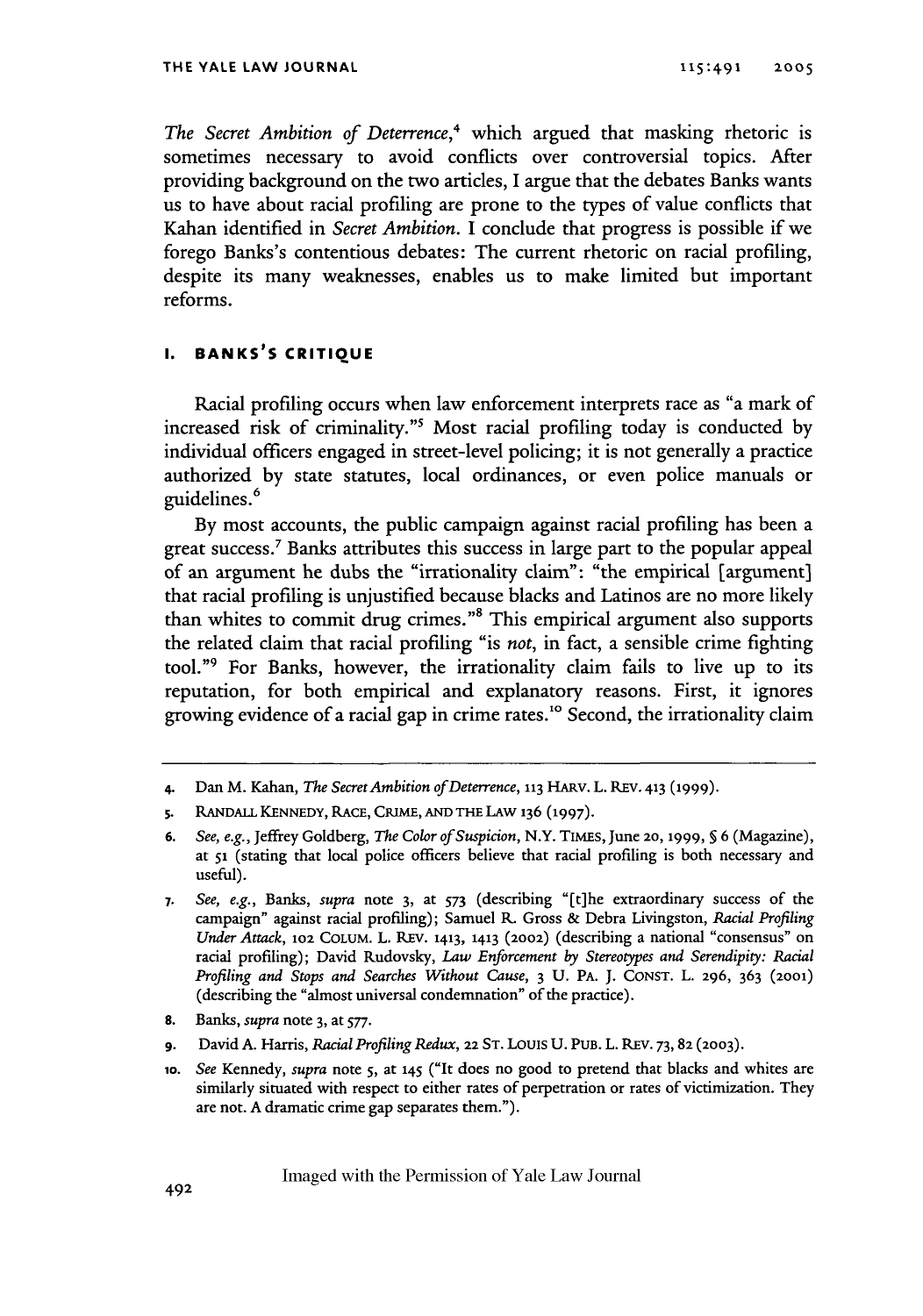*The Secret Ambition of Deterrence*,[4] which argued that masking rhetoric is sometimes necessary to avoid conflicts over controversial topics. After providing background on the two articles, I argue that the debates Banks wants us to have about racial profiling are prone to the types of value conflicts that Kahan identified in *Secret Ambition*. I conclude that progress is possible if we forego Banks's contentious debates: The current rhetoric on racial profiling, despite its many weaknesses, enables us to make limited but important reforms.

## I. BANKS'S CRITIQUE

Racial profiling occurs when law enforcement interprets race as "a mark of increased risk of criminality."[5] Most racial profiling today is conducted by individual officers engaged in street-level policing; it is not generally a practice authorized by state statutes, local ordinances, or even police manuals or guidelines.[6]

By most accounts, the public campaign against racial profiling has been a great success.[7] Banks attributes this success in large part to the popular appeal of an argument he dubs the "irrationality claim": "the empirical [argument] that racial profiling is unjustified because blacks and Latinos are no more likely than whites to commit drug crimes."[8] This empirical argument also supports the related claim that racial profiling "is *not*, in fact, a sensible crime fighting tool."[9] For Banks, however, the irrationality claim fails to live up to its reputation, for both empirical and explanatory reasons. First, it ignores growing evidence of a racial gap in crime rates.[10] Second, the irrationality claim

---

4. Dan M. Kahan, *The Secret Ambition of Deterrence*, 113 HARV. L. REV. 413 (1999).

5. RANDALL KENNEDY, RACE, CRIME, AND THE LAW 136 (1997).

6. *See, e.g.*, Jeffrey Goldberg, *The Color of Suspicion*, N.Y. TIMES, June 20, 1999, § 6 (Magazine), at 51 (stating that local police officers believe that racial profiling is both necessary and useful).

7. *See, e.g.*, Banks, *supra* note 3, at 573 (describing "[t]he extraordinary success of the campaign" against racial profiling); Samuel R. Gross & Debra Livingston, *Racial Profiling Under Attack*, 102 COLUM. L. REV. 1413, 1413 (2002) (describing a national "consensus" on racial profiling); David Rudovsky, *Law Enforcement by Stereotypes and Serendipity: Racial Profiling and Stops and Searches Without Cause*, 3 U. PA. J. CONST. L. 296, 363 (2001) (describing the "almost universal condemnation" of the practice).

8. Banks, *supra* note 3, at 577.

9. David A. Harris, *Racial Profiling Redux*, 22 ST. LOUIS U. PUB. L. REV. 73, 82 (2003).

10. *See* Kennedy, *supra* note 5, at 145 ("It does no good to pretend that blacks and whites are similarly situated with respect to either rates of perpetration or rates of victimization. They are not. A dramatic crime gap separates them.").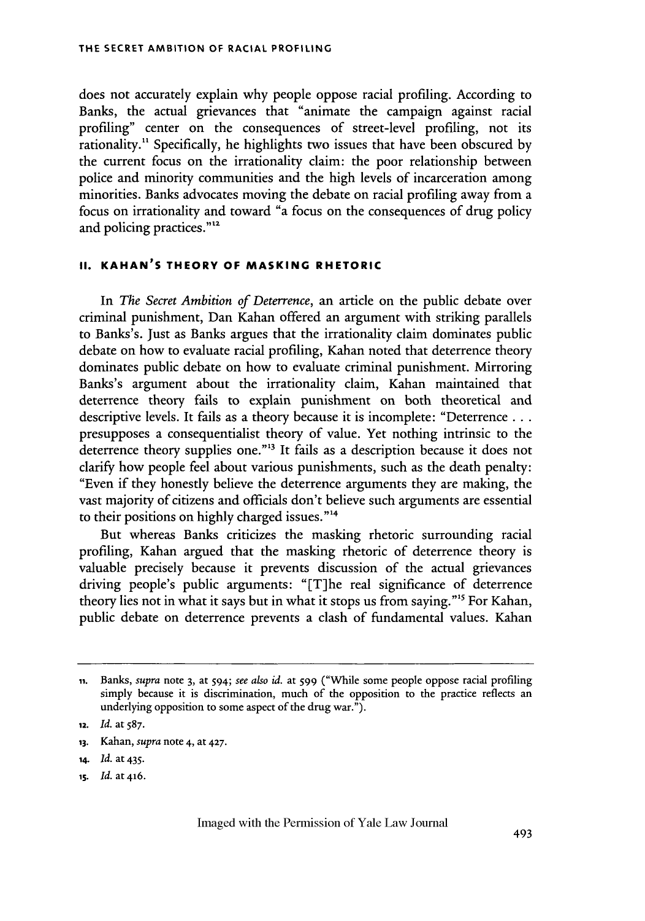does not accurately explain why people oppose racial profiling. According to Banks, the actual grievances that "animate the campaign against racial profiling" center on the consequences of street-level profiling, not its rationality.[11] Specifically, he highlights two issues that have been obscured by the current focus on the irrationality claim: the poor relationship between police and minority communities and the high levels of incarceration among minorities. Banks advocates moving the debate on racial profiling away from a focus on irrationality and toward "a focus on the consequences of drug policy and policing practices."[12]

## II. KAHAN'S THEORY OF MASKING RHETORIC

In *The Secret Ambition of Deterrence*, an article on the public debate over criminal punishment, Dan Kahan offered an argument with striking parallels to Banks's. Just as Banks argues that the irrationality claim dominates public debate on how to evaluate racial profiling, Kahan noted that deterrence theory dominates public debate on how to evaluate criminal punishment. Mirroring Banks's argument about the irrationality claim, Kahan maintained that deterrence theory fails to explain punishment on both theoretical and descriptive levels. It fails as a theory because it is incomplete: "Deterrence . . . presupposes a consequentialist theory of value. Yet nothing intrinsic to the deterrence theory supplies one."[13] It fails as a description because it does not clarify how people feel about various punishments, such as the death penalty: "Even if they honestly believe the deterrence arguments they are making, the vast majority of citizens and officials don't believe such arguments are essential to their positions on highly charged issues."[14]

But whereas Banks criticizes the masking rhetoric surrounding racial profiling, Kahan argued that the masking rhetoric of deterrence theory is valuable precisely because it prevents discussion of the actual grievances driving people's public arguments: "[T]he real significance of deterrence theory lies not in what it says but in what it stops us from saying."[15] For Kahan, public debate on deterrence prevents a clash of fundamental values. Kahan

---

11. Banks, *supra* note 3, at 594; *see also id.* at 599 ("While some people oppose racial profiling simply because it is discrimination, much of the opposition to the practice reflects an underlying opposition to some aspect of the drug war.").

12. *Id.* at 587.

13. Kahan, *supra* note 4, at 427.

14. *Id.* at 435.

15. *Id.* at 416.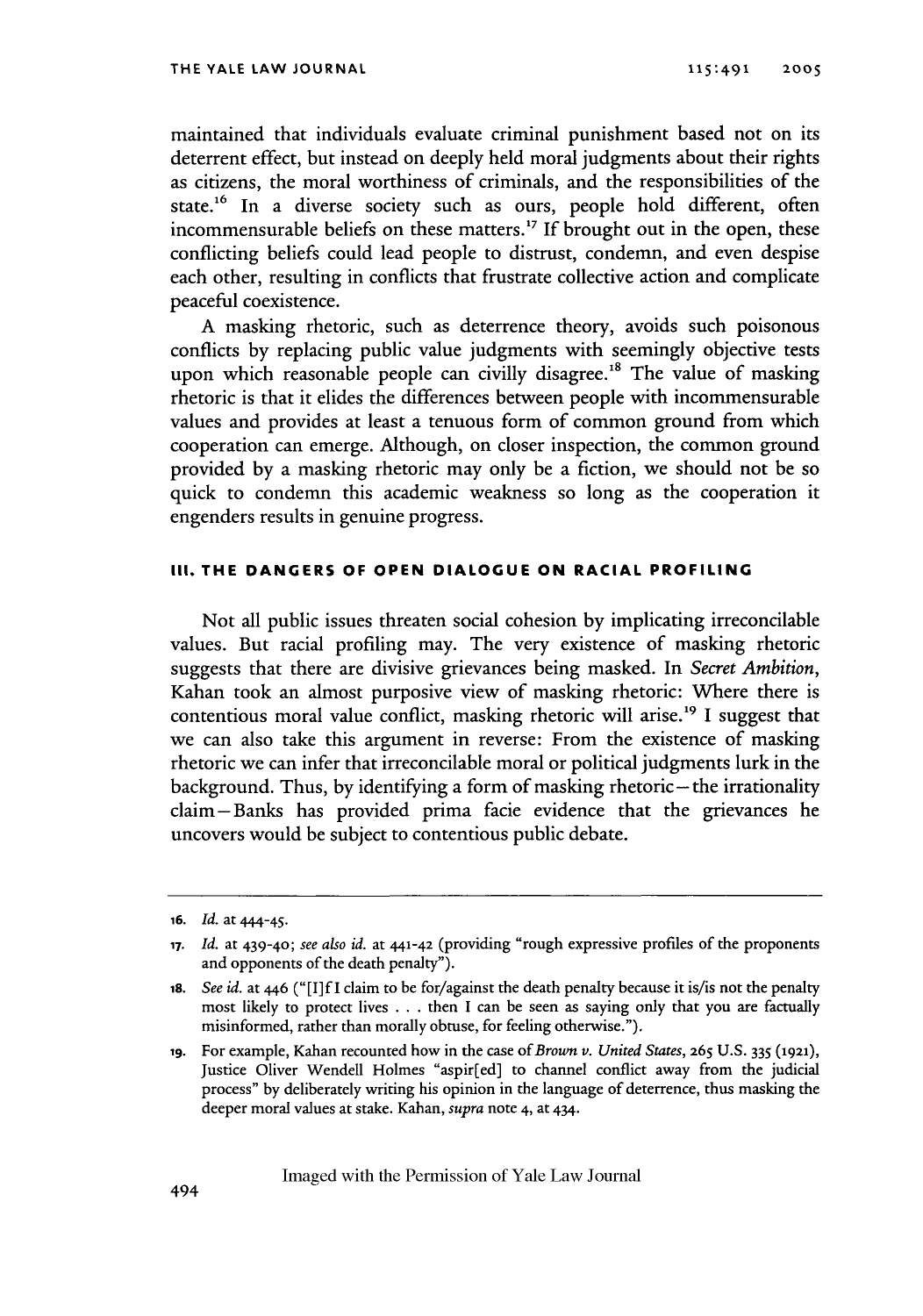maintained that individuals evaluate criminal punishment based not on its deterrent effect, but instead on deeply held moral judgments about their rights as citizens, the moral worthiness of criminals, and the responsibilities of the state.[16] In a diverse society such as ours, people hold different, often incommensurable beliefs on these matters.[17] If brought out in the open, these conflicting beliefs could lead people to distrust, condemn, and even despise each other, resulting in conflicts that frustrate collective action and complicate peaceful coexistence.

A masking rhetoric, such as deterrence theory, avoids such poisonous conflicts by replacing public value judgments with seemingly objective tests upon which reasonable people can civilly disagree.[18] The value of masking rhetoric is that it elides the differences between people with incommensurable values and provides at least a tenuous form of common ground from which cooperation can emerge. Although, on closer inspection, the common ground provided by a masking rhetoric may only be a fiction, we should not be so quick to condemn this academic weakness so long as the cooperation it engenders results in genuine progress.

## III. THE DANGERS OF OPEN DIALOGUE ON RACIAL PROFILING

Not all public issues threaten social cohesion by implicating irreconcilable values. But racial profiling may. The very existence of masking rhetoric suggests that there are divisive grievances being masked. In *Secret Ambition*, Kahan took an almost purposive view of masking rhetoric: Where there is contentious moral value conflict, masking rhetoric will arise.[19] I suggest that we can also take this argument in reverse: From the existence of masking rhetoric we can infer that irreconcilable moral or political judgments lurk in the background. Thus, by identifying a form of masking rhetoric—the irrationality claim—Banks has provided prima facie evidence that the grievances he uncovers would be subject to contentious public debate.

---

16. *Id.* at 444-45.

17. *Id.* at 439-40; *see also id.* at 441-42 (providing "rough expressive profiles of the proponents and opponents of the death penalty").

18. *See id.* at 446 ("[I]f I claim to be for/against the death penalty because it is/is not the penalty most likely to protect lives . . . then I can be seen as saying only that you are factually misinformed, rather than morally obtuse, for feeling otherwise.").

19. For example, Kahan recounted how in the case of *Brown v. United States*, 265 U.S. 335 (1921), Justice Oliver Wendell Holmes "aspir[ed] to channel conflict away from the judicial process" by deliberately writing his opinion in the language of deterrence, thus masking the deeper moral values at stake. Kahan, *supra* note 4, at 434.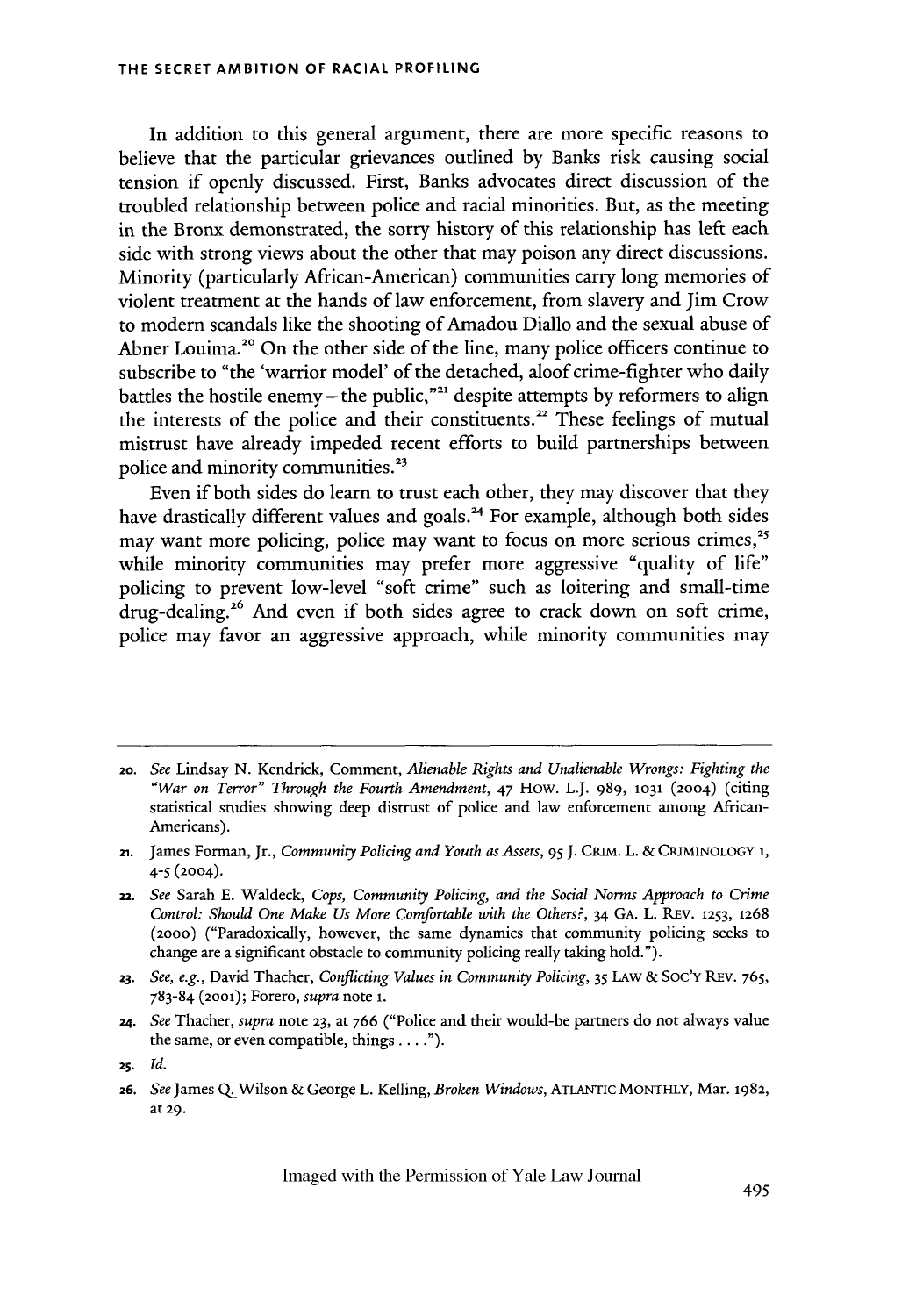In addition to this general argument, there are more specific reasons to believe that the particular grievances outlined by Banks risk causing social tension if openly discussed. First, Banks advocates direct discussion of the troubled relationship between police and racial minorities. But, as the meeting in the Bronx demonstrated, the sorry history of this relationship has left each side with strong views about the other that may poison any direct discussions. Minority (particularly African-American) communities carry long memories of violent treatment at the hands of law enforcement, from slavery and Jim Crow to modern scandals like the shooting of Amadou Diallo and the sexual abuse of Abner Louima.[20] On the other side of the line, many police officers continue to subscribe to "the 'warrior model' of the detached, aloof crime-fighter who daily battles the hostile enemy—the public,"[21] despite attempts by reformers to align the interests of the police and their constituents.[22] These feelings of mutual mistrust have already impeded recent efforts to build partnerships between police and minority communities.[23]

Even if both sides do learn to trust each other, they may discover that they have drastically different values and goals.[24] For example, although both sides may want more policing, police may want to focus on more serious crimes,[25] while minority communities may prefer more aggressive "quality of life" policing to prevent low-level "soft crime" such as loitering and small-time drug-dealing.[26] And even if both sides agree to crack down on soft crime, police may favor an aggressive approach, while minority communities may

---

20. *See* Lindsay N. Kendrick, Comment, *Alienable Rights and Unalienable Wrongs: Fighting the "War on Terror" Through the Fourth Amendment*, 47 How. L.J. 989, 1031 (2004) (citing statistical studies showing deep distrust of police and law enforcement among African-Americans).

21. James Forman, Jr., *Community Policing and Youth as Assets*, 95 J. Crim. L. & Criminology 1, 4-5 (2004).

22. *See* Sarah E. Waldeck, *Cops, Community Policing, and the Social Norms Approach to Crime Control: Should One Make Us More Comfortable with the Others?*, 34 Ga. L. Rev. 1253, 1268 (2000) ("Paradoxically, however, the same dynamics that community policing seeks to change are a significant obstacle to community policing really taking hold.").

23. *See, e.g.*, David Thacher, *Conflicting Values in Community Policing*, 35 Law & Soc'y Rev. 765, 783-84 (2001); Forero, *supra* note 1.

24. *See* Thacher, *supra* note 23, at 766 ("Police and their would-be partners do not always value the same, or even compatible, things . . . .").

25. *Id.*

26. *See* James Q. Wilson & George L. Kelling, *Broken Windows*, Atlantic Monthly, Mar. 1982, at 29.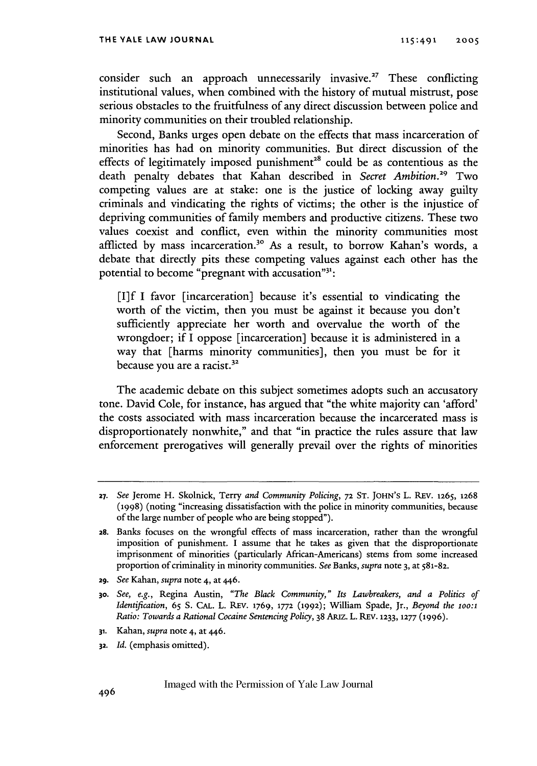consider such an approach unnecessarily invasive.[27] These conflicting institutional values, when combined with the history of mutual mistrust, pose serious obstacles to the fruitfulness of any direct discussion between police and minority communities on their troubled relationship.

Second, Banks urges open debate on the effects that mass incarceration of minorities has had on minority communities. But direct discussion of the effects of legitimately imposed punishment[28] could be as contentious as the death penalty debates that Kahan described in *Secret Ambition*.[29] Two competing values are at stake: one is the justice of locking away guilty criminals and vindicating the rights of victims; the other is the injustice of depriving communities of family members and productive citizens. These two values coexist and conflict, even within the minority communities most afflicted by mass incarceration.[30] As a result, to borrow Kahan's words, a debate that directly pits these competing values against each other has the potential to become "pregnant with accusation"[31]:

> [I]f I favor [incarceration] because it's essential to vindicating the worth of the victim, then you must be against it because you don't sufficiently appreciate her worth and overvalue the worth of the wrongdoer; if I oppose [incarceration] because it is administered in a way that [harms minority communities], then you must be for it because you are a racist.[32]

The academic debate on this subject sometimes adopts such an accusatory tone. David Cole, for instance, has argued that "the white majority can 'afford' the costs associated with mass incarceration because the incarcerated mass is disproportionately nonwhite," and that "in practice the rules assure that law enforcement prerogatives will generally prevail over the rights of minorities

---

27. *See* Jerome H. Skolnick, Terry *and Community Policing*, 72 ST. JOHN'S L. REV. 1265, 1268 (1998) (noting "increasing dissatisfaction with the police in minority communities, because of the large number of people who are being stopped").

28. Banks focuses on the wrongful effects of mass incarceration, rather than the wrongful imposition of punishment. I assume that he takes as given that the disproportionate imprisonment of minorities (particularly African-Americans) stems from some increased proportion of criminality in minority communities. *See* Banks, *supra* note 3, at 581-82.

29. *See* Kahan, *supra* note 4, at 446.

30. *See, e.g.*, Regina Austin, *"The Black Community," Its Lawbreakers, and a Politics of Identification*, 65 S. CAL. L. REV. 1769, 1772 (1992); William Spade, Jr., *Beyond the 100:1 Ratio: Towards a Rational Cocaine Sentencing Policy*, 38 ARIZ. L. REV. 1233, 1277 (1996).

31. Kahan, *supra* note 4, at 446.

32. *Id.* (emphasis omitted).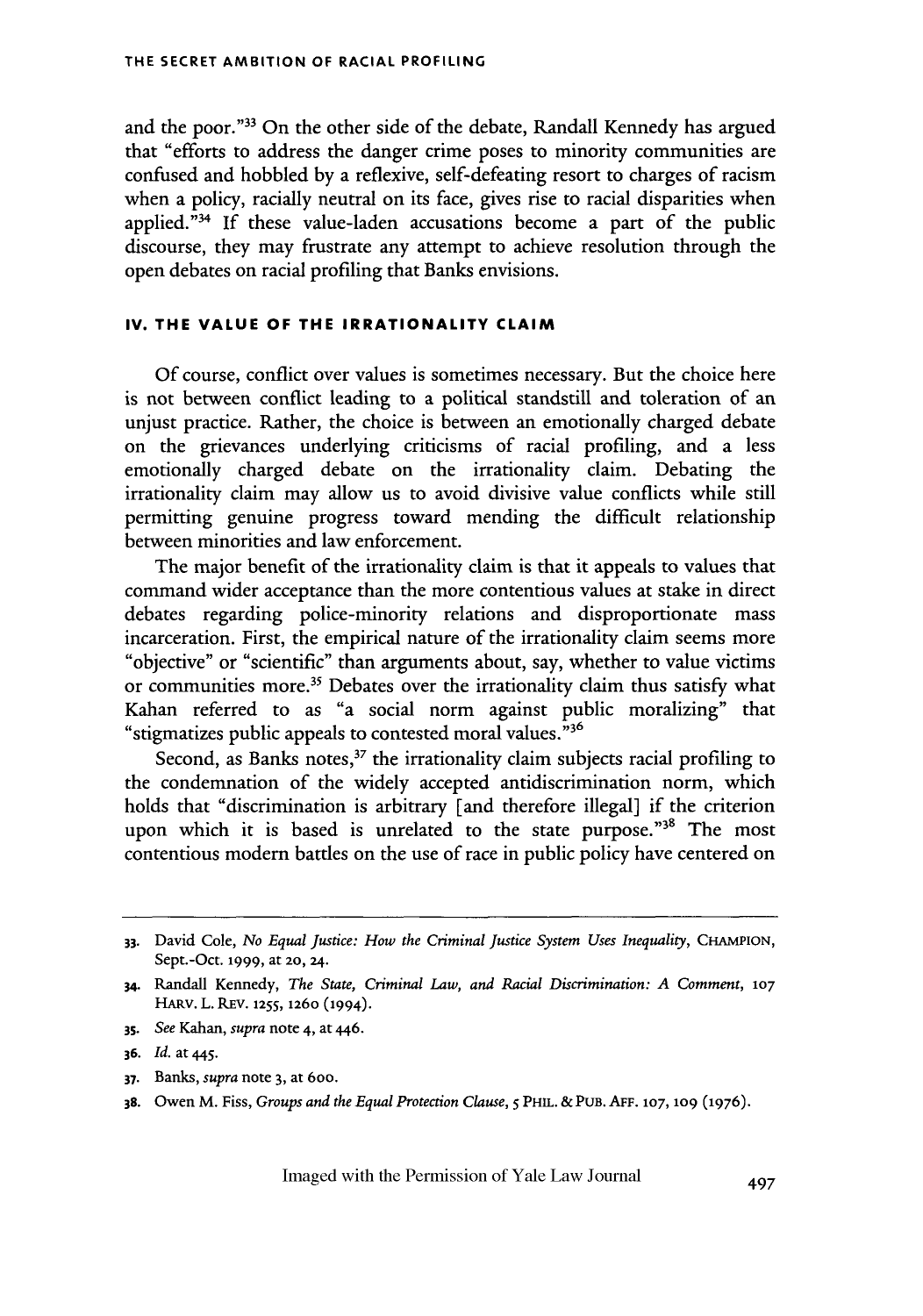and the poor."[33] On the other side of the debate, Randall Kennedy has argued that "efforts to address the danger crime poses to minority communities are confused and hobbled by a reflexive, self-defeating resort to charges of racism when a policy, racially neutral on its face, gives rise to racial disparities when applied."[34] If these value-laden accusations become a part of the public discourse, they may frustrate any attempt to achieve resolution through the open debates on racial profiling that Banks envisions.

## IV. THE VALUE OF THE IRRATIONALITY CLAIM

Of course, conflict over values is sometimes necessary. But the choice here is not between conflict leading to a political standstill and toleration of an unjust practice. Rather, the choice is between an emotionally charged debate on the grievances underlying criticisms of racial profiling, and a less emotionally charged debate on the irrationality claim. Debating the irrationality claim may allow us to avoid divisive value conflicts while still permitting genuine progress toward mending the difficult relationship between minorities and law enforcement.

The major benefit of the irrationality claim is that it appeals to values that command wider acceptance than the more contentious values at stake in direct debates regarding police-minority relations and disproportionate mass incarceration. First, the empirical nature of the irrationality claim seems more "objective" or "scientific" than arguments about, say, whether to value victims or communities more.[35] Debates over the irrationality claim thus satisfy what Kahan referred to as "a social norm against public moralizing" that "stigmatizes public appeals to contested moral values."[36]

Second, as Banks notes,[37] the irrationality claim subjects racial profiling to the condemnation of the widely accepted antidiscrimination norm, which holds that "discrimination is arbitrary [and therefore illegal] if the criterion upon which it is based is unrelated to the state purpose."[38] The most contentious modern battles on the use of race in public policy have centered on

---

33. David Cole, *No Equal Justice: How the Criminal Justice System Uses Inequality*, CHAMPION, Sept.-Oct. 1999, at 20, 24.

34. Randall Kennedy, *The State, Criminal Law, and Racial Discrimination: A Comment*, 107 HARV. L. REV. 1255, 1260 (1994).

35. *See* Kahan, *supra* note 4, at 446.

36. *Id.* at 445.

37. Banks, *supra* note 3, at 600.

38. Owen M. Fiss, *Groups and the Equal Protection Clause*, 5 PHIL. & PUB. AFF. 107, 109 (1976).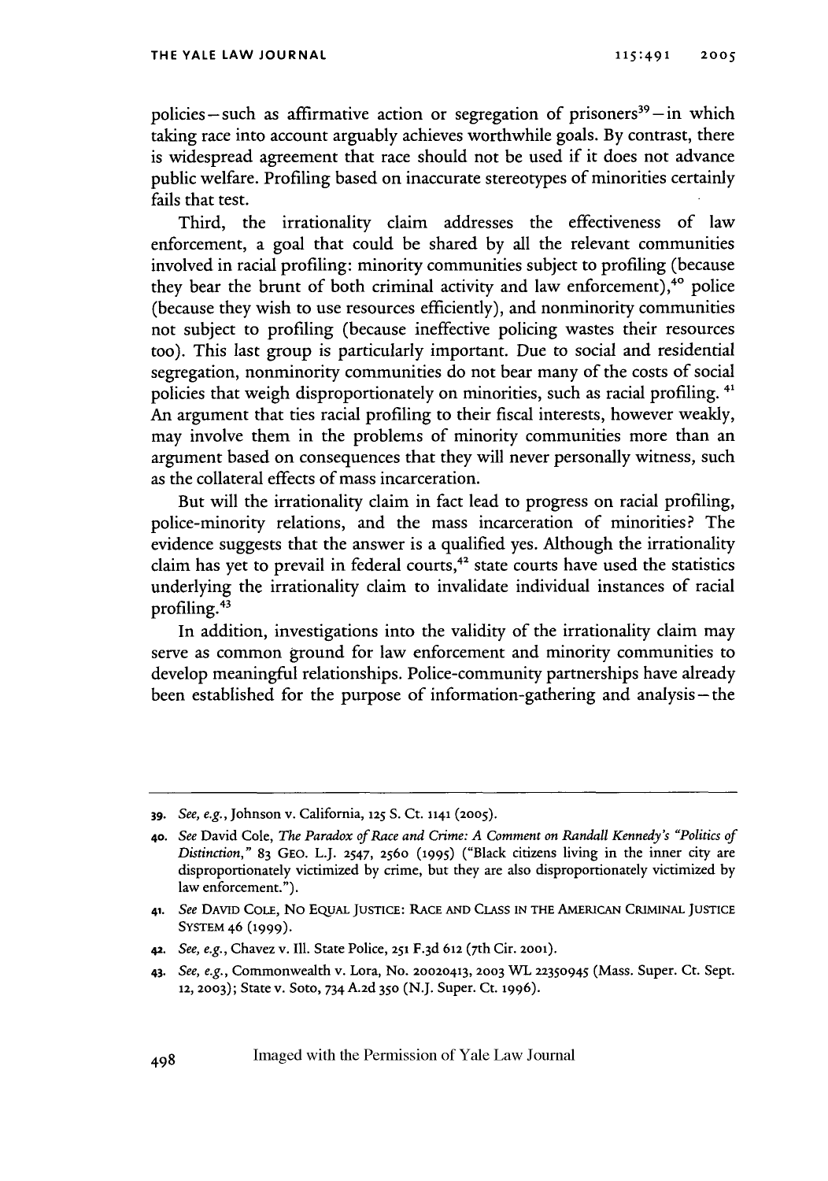policies—such as affirmative action or segregation of prisoners[39]—in which taking race into account arguably achieves worthwhile goals. By contrast, there is widespread agreement that race should not be used if it does not advance public welfare. Profiling based on inaccurate stereotypes of minorities certainly fails that test.

Third, the irrationality claim addresses the effectiveness of law enforcement, a goal that could be shared by all the relevant communities involved in racial profiling: minority communities subject to profiling (because they bear the brunt of both criminal activity and law enforcement),[40] police (because they wish to use resources efficiently), and nonminority communities not subject to profiling (because ineffective policing wastes their resources too). This last group is particularly important. Due to social and residential segregation, nonminority communities do not bear many of the costs of social policies that weigh disproportionately on minorities, such as racial profiling.[41] An argument that ties racial profiling to their fiscal interests, however weakly, may involve them in the problems of minority communities more than an argument based on consequences that they will never personally witness, such as the collateral effects of mass incarceration.

But will the irrationality claim in fact lead to progress on racial profiling, police-minority relations, and the mass incarceration of minorities? The evidence suggests that the answer is a qualified yes. Although the irrationality claim has yet to prevail in federal courts,[42] state courts have used the statistics underlying the irrationality claim to invalidate individual instances of racial profiling.[43]

In addition, investigations into the validity of the irrationality claim may serve as common ground for law enforcement and minority communities to develop meaningful relationships. Police-community partnerships have already been established for the purpose of information-gathering and analysis—the

---

39. *See, e.g.*, Johnson v. California, 125 S. Ct. 1141 (2005).

40. *See* David Cole, *The Paradox of Race and Crime: A Comment on Randall Kennedy's "Politics of Distinction,"* 83 GEO. L.J. 2547, 2560 (1995) ("Black citizens living in the inner city are disproportionately victimized by crime, but they are also disproportionately victimized by law enforcement.").

41. *See* DAVID COLE, NO EQUAL JUSTICE: RACE AND CLASS IN THE AMERICAN CRIMINAL JUSTICE SYSTEM 46 (1999).

42. *See, e.g.*, Chavez v. Ill. State Police, 251 F.3d 612 (7th Cir. 2001).

43. *See, e.g.*, Commonwealth v. Lora, No. 20020413, 2003 WL 22350945 (Mass. Super. Ct. Sept. 12, 2003); State v. Soto, 734 A.2d 350 (N.J. Super. Ct. 1996).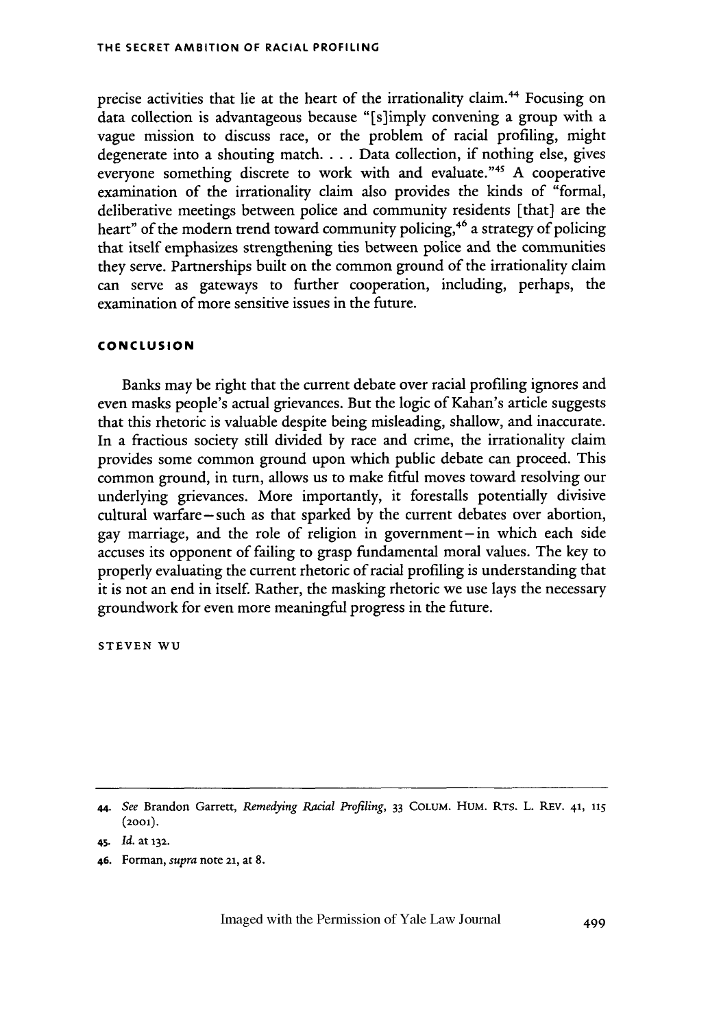precise activities that lie at the heart of the irrationality claim.[44] Focusing on data collection is advantageous because "[s]imply convening a group with a vague mission to discuss race, or the problem of racial profiling, might degenerate into a shouting match. . . . Data collection, if nothing else, gives everyone something discrete to work with and evaluate."[45] A cooperative examination of the irrationality claim also provides the kinds of "formal, deliberative meetings between police and community residents [that] are the heart" of the modern trend toward community policing,[46] a strategy of policing that itself emphasizes strengthening ties between police and the communities they serve. Partnerships built on the common ground of the irrationality claim can serve as gateways to further cooperation, including, perhaps, the examination of more sensitive issues in the future.

## CONCLUSION

Banks may be right that the current debate over racial profiling ignores and even masks people's actual grievances. But the logic of Kahan's article suggests that this rhetoric is valuable despite being misleading, shallow, and inaccurate. In a fractious society still divided by race and crime, the irrationality claim provides some common ground upon which public debate can proceed. This common ground, in turn, allows us to make fitful moves toward resolving our underlying grievances. More importantly, it forestalls potentially divisive cultural warfare—such as that sparked by the current debates over abortion, gay marriage, and the role of religion in government—in which each side accuses its opponent of failing to grasp fundamental moral values. The key to properly evaluating the current rhetoric of racial profiling is understanding that it is not an end in itself. Rather, the masking rhetoric we use lays the necessary groundwork for even more meaningful progress in the future.

STEVEN WU

---

44. *See* Brandon Garrett, *Remedying Racial Profiling*, 33 COLUM. HUM. RTS. L. REV. 41, 115 (2001).

45. *Id.* at 132.

46. Forman, *supra* note 21, at 8.

Imaged with the Permission of Yale Law Journal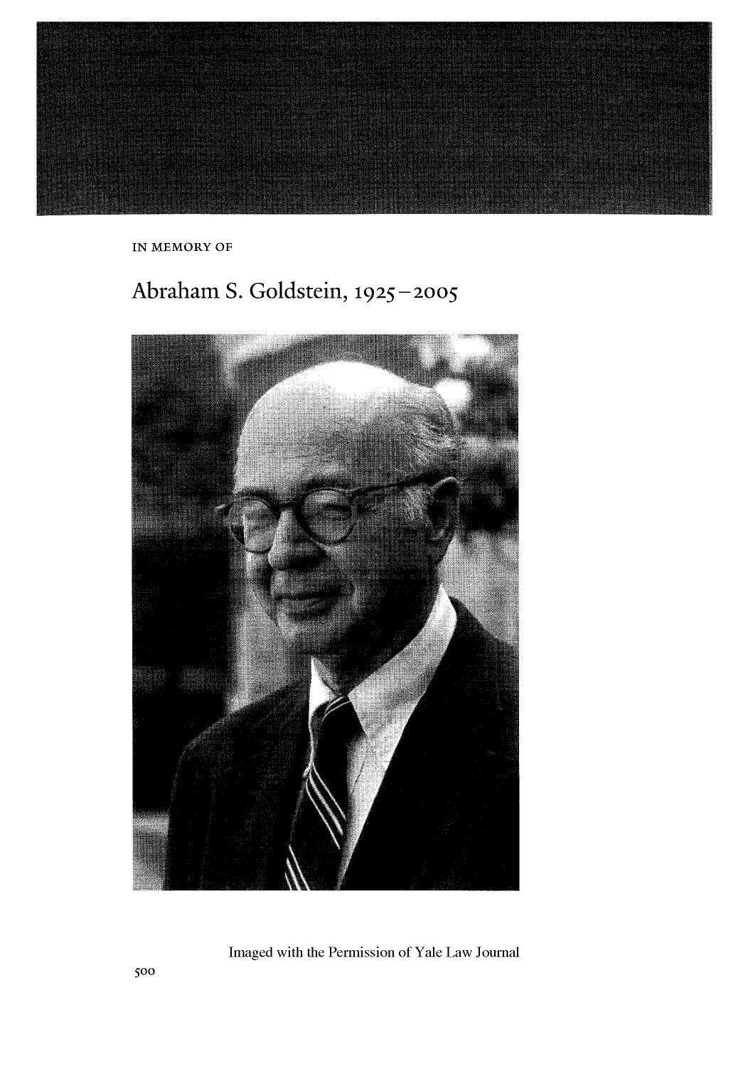IN MEMORY OF

# Abraham S. Goldstein, 1925–2005

Imaged with the Permission of Yale Law Journal